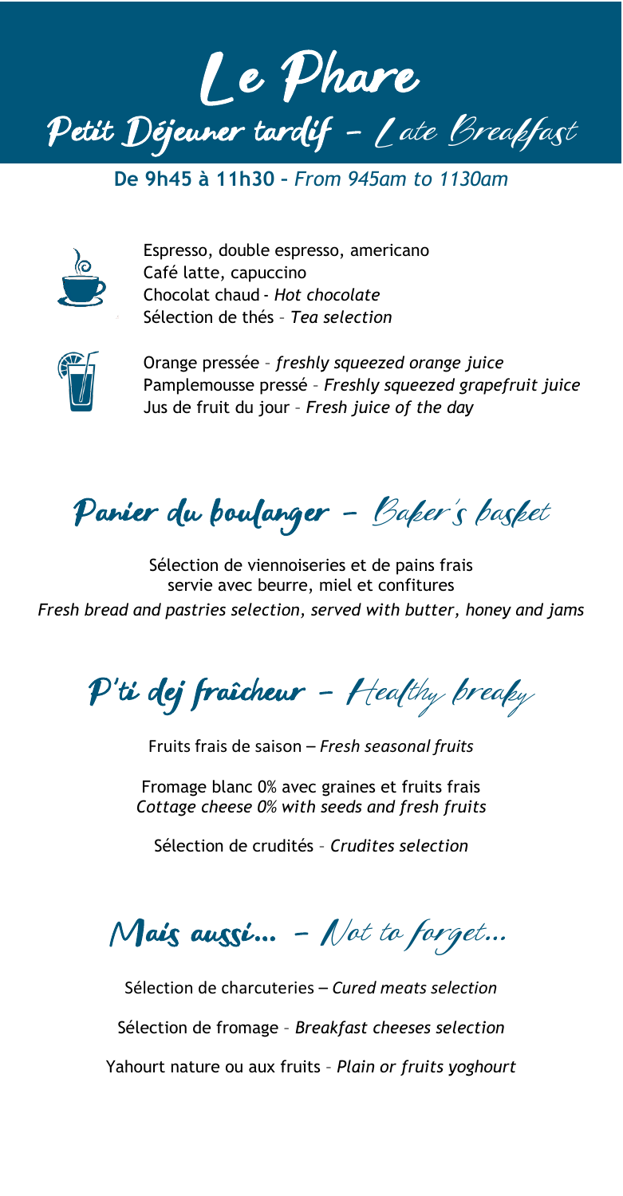# Le Phare

## Petit Déjeuner tardif – *Late Breakfast*

**De 9h45 à 11h30 –** *From 945am to 1130am*

Espresso, double espresso, americano
Café latte, capuccino
Chocolat chaud - *Hot chocolate*
Sélection de thés – *Tea selection*

Orange pressée – *freshly squeezed orange juice*
Pamplemousse pressé – *Freshly squeezed grapefruit juice*
Jus de fruit du jour – *Fresh juice of the day*

## Panier du boulanger – *Baker's basket*

Sélection de viennoiseries et de pains frais
servie avec beurre, miel et confitures
*Fresh bread and pastries selection, served with butter, honey and jams*

## P'ti dej fraîcheur – *Healthy breaky*

Fruits frais de saison – *Fresh seasonal fruits*

Fromage blanc 0% avec graines et fruits frais
*Cottage cheese 0% with seeds and fresh fruits*

Sélection de crudités – *Crudites selection*

## Mais aussi... – *Not to forget...*

Sélection de charcuteries – *Cured meats selection*

Sélection de fromage – *Breakfast cheeses selection*

Yahourt nature ou aux fruits – *Plain or fruits yoghourt*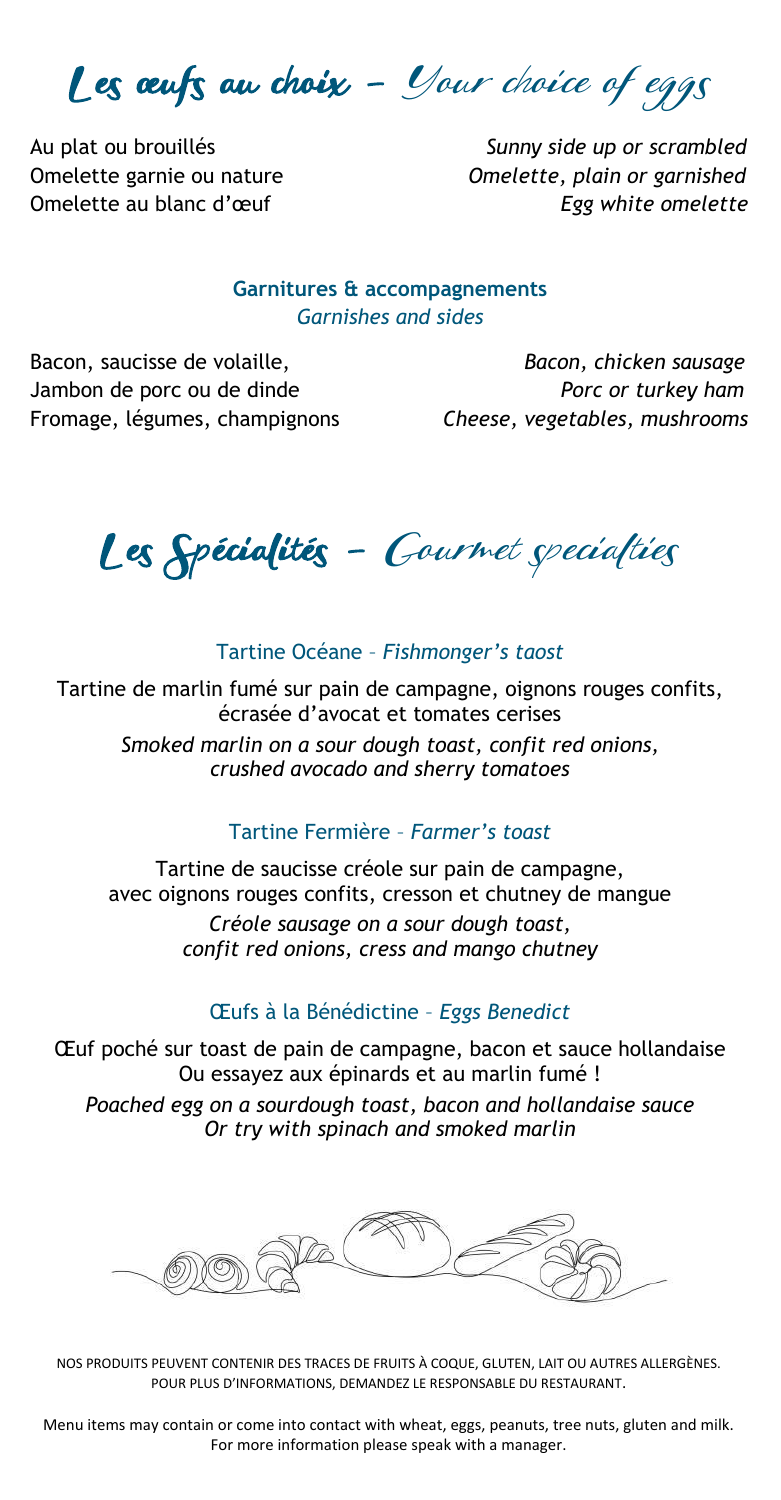# Les œufs au choix – *Your choice of eggs*

Au plat ou brouillés — *Sunny side up or scrambled*
Omelette garnie ou nature — *Omelette, plain or garnished*
Omelette au blanc d'œuf — *Egg white omelette*

**Garnitures & accompagnements**
*Garnishes and sides*

Bacon, saucisse de volaille, — *Bacon, chicken sausage*
Jambon de porc ou de dinde — *Porc or turkey ham*
Fromage, légumes, champignons — *Cheese, vegetables, mushrooms*

# Les Spécialités – *Gourmet specialties*

## Tartine Océane – *Fishmonger's taost*

Tartine de marlin fumé sur pain de campagne, oignons rouges confits, écrasée d'avocat et tomates cerises

*Smoked marlin on a sour dough toast, confit red onions, crushed avocado and sherry tomatoes*

## Tartine Fermière – *Farmer's toast*

Tartine de saucisse créole sur pain de campagne, avec oignons rouges confits, cresson et chutney de mangue

*Créole sausage on a sour dough toast, confit red onions, cress and mango chutney*

## Œufs à la Bénédictine – *Eggs Benedict*

Œuf poché sur toast de pain de campagne, bacon et sauce hollandaise
Ou essayez aux épinards et au marlin fumé !

*Poached egg on a sourdough toast, bacon and hollandaise sauce*
*Or try with spinach and smoked marlin*

NOS PRODUITS PEUVENT CONTENIR DES TRACES DE FRUITS À COQUE, GLUTEN, LAIT OU AUTRES ALLERGÈNES. POUR PLUS D'INFORMATIONS, DEMANDEZ LE RESPONSABLE DU RESTAURANT.

Menu items may contain or come into contact with wheat, eggs, peanuts, tree nuts, gluten and milk. For more information please speak with a manager.